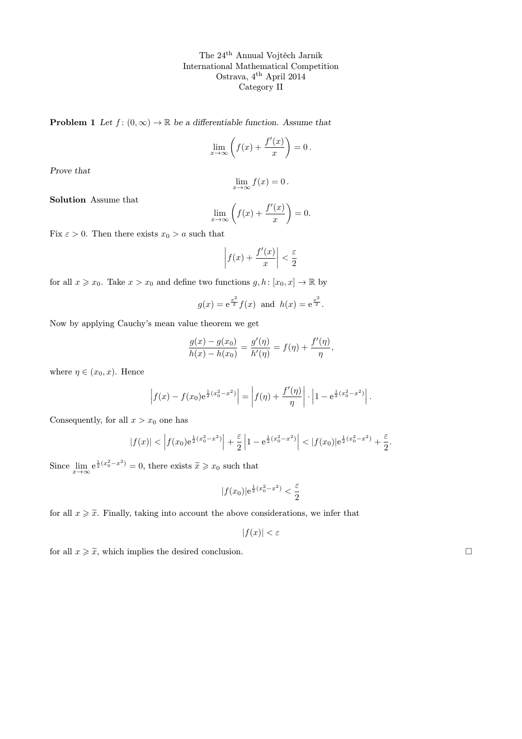The 24th Annual Vojtěch Jarník
International Mathematical Competition
Ostrava, 4th April 2014
Category II

**Problem 1** *Let $f\colon (0,\infty) \to \mathbb{R}$ be a differentiable function. Assume that*

$$\lim_{x\to\infty} \left( f(x) + \frac{f'(x)}{x} \right) = 0\,.$$

*Prove that*

$$\lim_{x\to\infty} f(x) = 0\,.$$

**Solution** Assume that

$$\lim_{x\to\infty} \left( f(x) + \frac{f'(x)}{x} \right) = 0.$$

Fix $\varepsilon > 0$. Then there exists $x_0 > a$ such that

$$\left| f(x) + \frac{f'(x)}{x} \right| < \frac{\varepsilon}{2}$$

for all $x \geqslant x_0$. Take $x > x_0$ and define two functions $g, h\colon [x_0, x] \to \mathbb{R}$ by

$$g(x) = \mathrm{e}^{\frac{x^2}{2}} f(x) \text{ and } h(x) = \mathrm{e}^{\frac{x^2}{2}}.$$

Now by applying Cauchy's mean value theorem we get

$$\frac{g(x) - g(x_0)}{h(x) - h(x_0)} = \frac{g'(\eta)}{h'(\eta)} = f(\eta) + \frac{f'(\eta)}{\eta},$$

where $\eta \in (x_0, x)$. Hence

$$\left| f(x) - f(x_0)\mathrm{e}^{\frac{1}{2}(x_0^2 - x^2)} \right| = \left| f(\eta) + \frac{f'(\eta)}{\eta} \right| \cdot \left| 1 - \mathrm{e}^{\frac{1}{2}(x_0^2 - x^2)} \right|.$$

Consequently, for all $x > x_0$ one has

$$|f(x)| < \left| f(x_0)\mathrm{e}^{\frac{1}{2}(x_0^2 - x^2)} \right| + \frac{\varepsilon}{2} \left| 1 - \mathrm{e}^{\frac{1}{2}(x_0^2 - x^2)} \right| < |f(x_0)| \mathrm{e}^{\frac{1}{2}(x_0^2 - x^2)} + \frac{\varepsilon}{2}.$$

Since $\lim\limits_{x\to\infty} \mathrm{e}^{\frac{1}{2}(x_0^2 - x^2)} = 0$, there exists $\widetilde{x} \geqslant x_0$ such that

$$|f(x_0)| \mathrm{e}^{\frac{1}{2}(x_0^2 - x^2)} < \frac{\varepsilon}{2}$$

for all $x \geqslant \widetilde{x}$. Finally, taking into account the above considerations, we infer that

$$|f(x)| < \varepsilon$$

for all $x \geqslant \widetilde{x}$, which implies the desired conclusion. □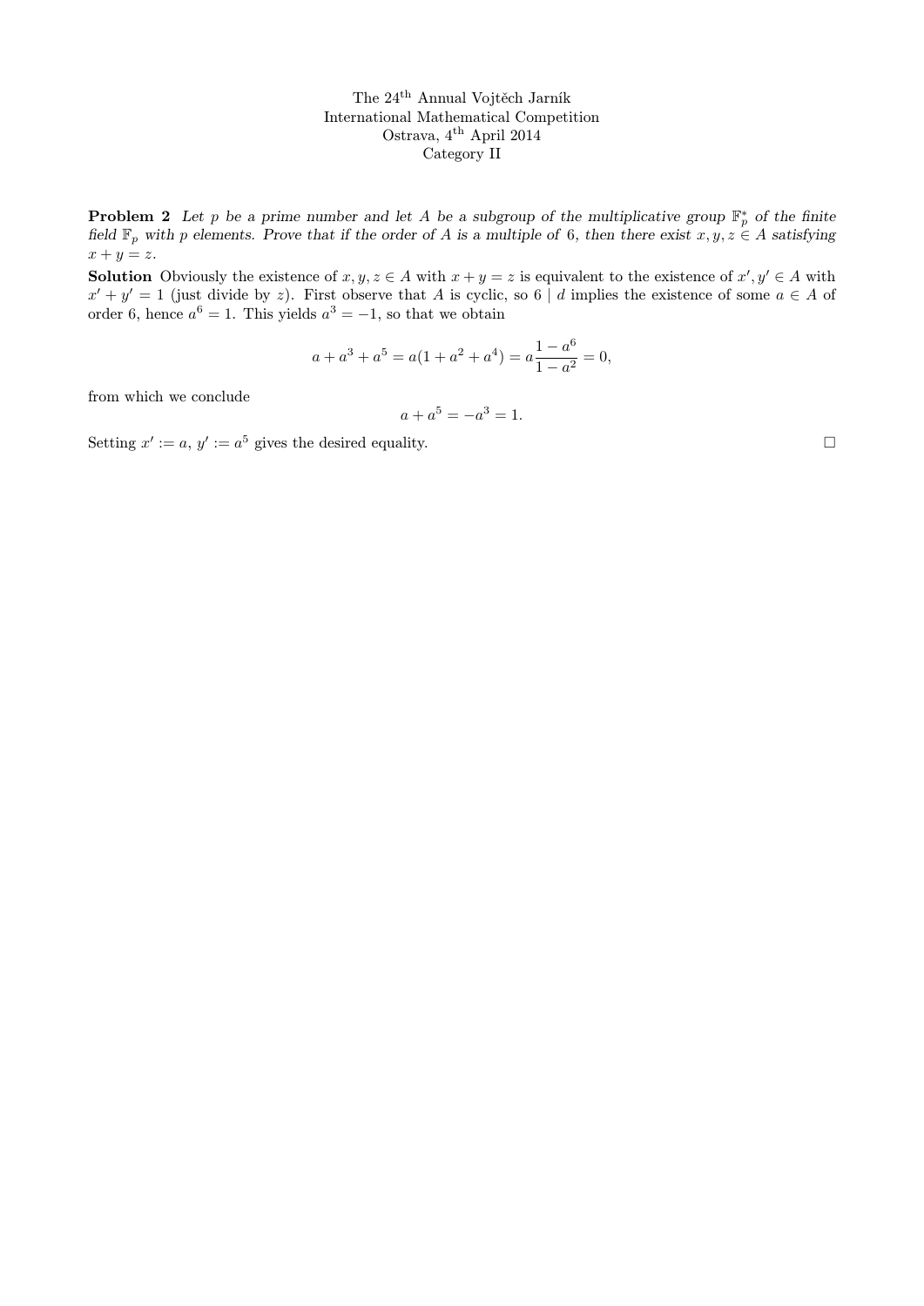The 24[th] Annual Vojtěch Jarník
International Mathematical Competition
Ostrava, 4[th] April 2014
Category II

**Problem 2** *Let $p$ be a prime number and let $A$ be a subgroup of the multiplicative group $\mathbb{F}_p^*$ of the finite field $\mathbb{F}_p$ with $p$ elements. Prove that if the order of $A$ is a multiple of 6, then there exist $x, y, z \in A$ satisfying $x + y = z$.*

**Solution** Obviously the existence of $x, y, z \in A$ with $x + y = z$ is equivalent to the existence of $x', y' \in A$ with $x' + y' = 1$ (just divide by $z$). First observe that $A$ is cyclic, so $6 \mid d$ implies the existence of some $a \in A$ of order 6, hence $a^6 = 1$. This yields $a^3 = -1$, so that we obtain

$$a + a^3 + a^5 = a(1 + a^2 + a^4) = a\frac{1 - a^6}{1 - a^2} = 0,$$

from which we conclude

$$a + a^5 = -a^3 = 1.$$

Setting $x' := a$, $y' := a^5$ gives the desired equality. □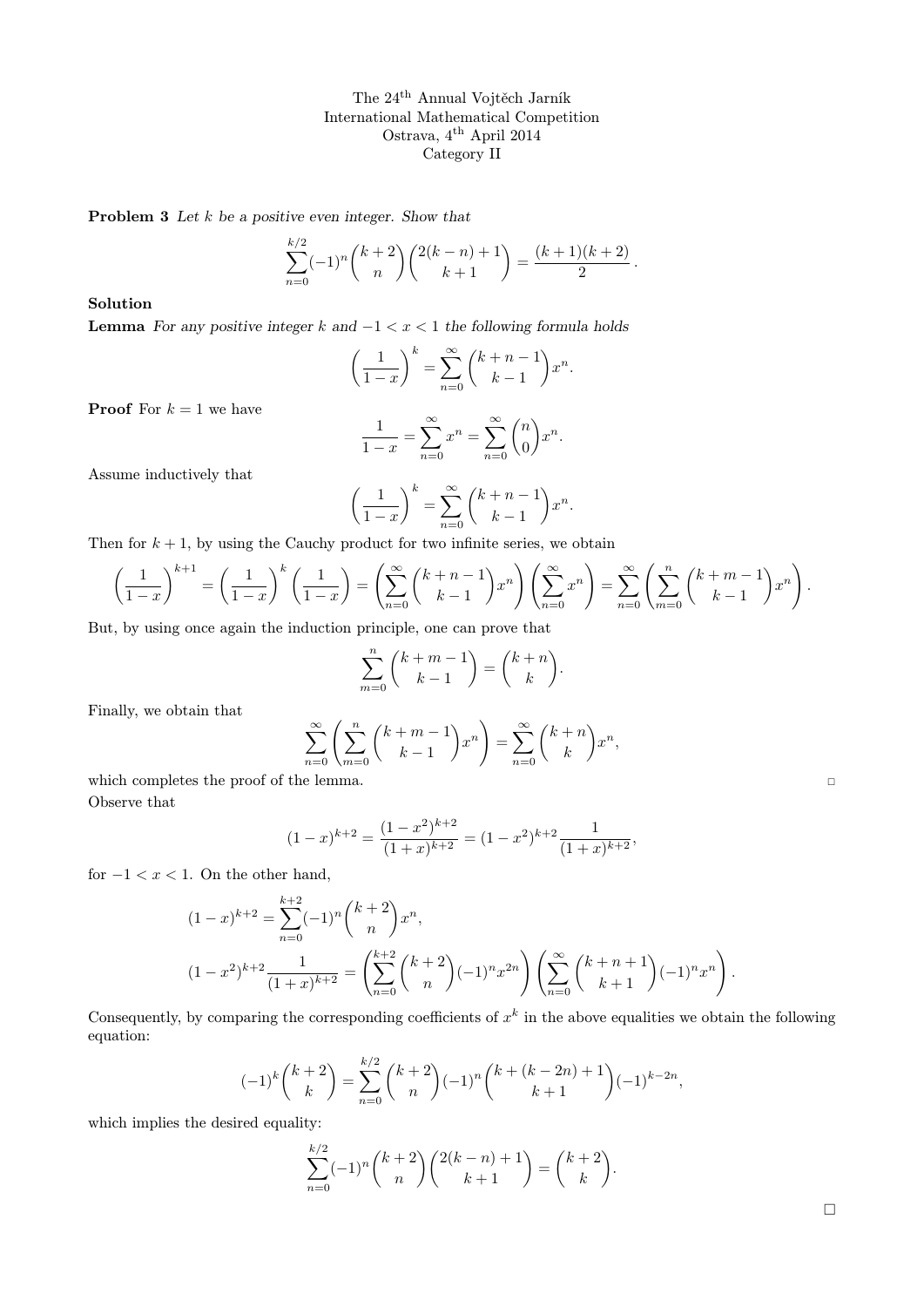The 24[th] Annual Vojtěch Jarník
International Mathematical Competition
Ostrava, 4[th] April 2014
Category II

**Problem 3** *Let $k$ be a positive even integer. Show that*

$$\sum_{n=0}^{k/2} (-1)^n \binom{k+2}{n} \binom{2(k-n)+1}{k+1} = \frac{(k+1)(k+2)}{2}.$$

**Solution**

**Lemma** *For any positive integer $k$ and $-1 < x < 1$ the following formula holds*

$$\left(\frac{1}{1-x}\right)^k = \sum_{n=0}^{\infty} \binom{k+n-1}{k-1} x^n.$$

**Proof** For $k = 1$ we have

$$\frac{1}{1-x} = \sum_{n=0}^{\infty} x^n = \sum_{n=0}^{\infty} \binom{n}{0} x^n.$$

Assume inductively that

$$\left(\frac{1}{1-x}\right)^k = \sum_{n=0}^{\infty} \binom{k+n-1}{k-1} x^n.$$

Then for $k+1$, by using the Cauchy product for two infinite series, we obtain

$$\left(\frac{1}{1-x}\right)^{k+1} = \left(\frac{1}{1-x}\right)^k \left(\frac{1}{1-x}\right) = \left(\sum_{n=0}^{\infty} \binom{k+n-1}{k-1} x^n\right) \left(\sum_{n=0}^{\infty} x^n\right) = \sum_{n=0}^{\infty} \left(\sum_{m=0}^{n} \binom{k+m-1}{k-1} x^n\right).$$

But, by using once again the induction principle, one can prove that

$$\sum_{m=0}^{n} \binom{k+m-1}{k-1} = \binom{k+n}{k}.$$

Finally, we obtain that

$$\sum_{n=0}^{\infty} \left(\sum_{m=0}^{n} \binom{k+m-1}{k-1} x^n\right) = \sum_{n=0}^{\infty} \binom{k+n}{k} x^n,$$

which completes the proof of the lemma. □

Observe that

$$(1-x)^{k+2} = \frac{(1-x^2)^{k+2}}{(1+x)^{k+2}} = (1-x^2)^{k+2} \frac{1}{(1+x)^{k+2}},$$

for $-1 < x < 1$. On the other hand,

$$(1-x)^{k+2} = \sum_{n=0}^{k+2} (-1)^n \binom{k+2}{n} x^n,$$

$$(1-x^2)^{k+2} \frac{1}{(1+x)^{k+2}} = \left(\sum_{n=0}^{k+2} \binom{k+2}{n} (-1)^n x^{2n}\right) \left(\sum_{n=0}^{\infty} \binom{k+n+1}{k+1} (-1)^n x^n\right).$$

Consequently, by comparing the corresponding coefficients of $x^k$ in the above equalities we obtain the following equation:

$$(-1)^k \binom{k+2}{k} = \sum_{n=0}^{k/2} \binom{k+2}{n} (-1)^n \binom{k+(k-2n)+1}{k+1} (-1)^{k-2n},$$

which implies the desired equality:

$$\sum_{n=0}^{k/2} (-1)^n \binom{k+2}{n} \binom{2(k-n)+1}{k+1} = \binom{k+2}{k}.$$

□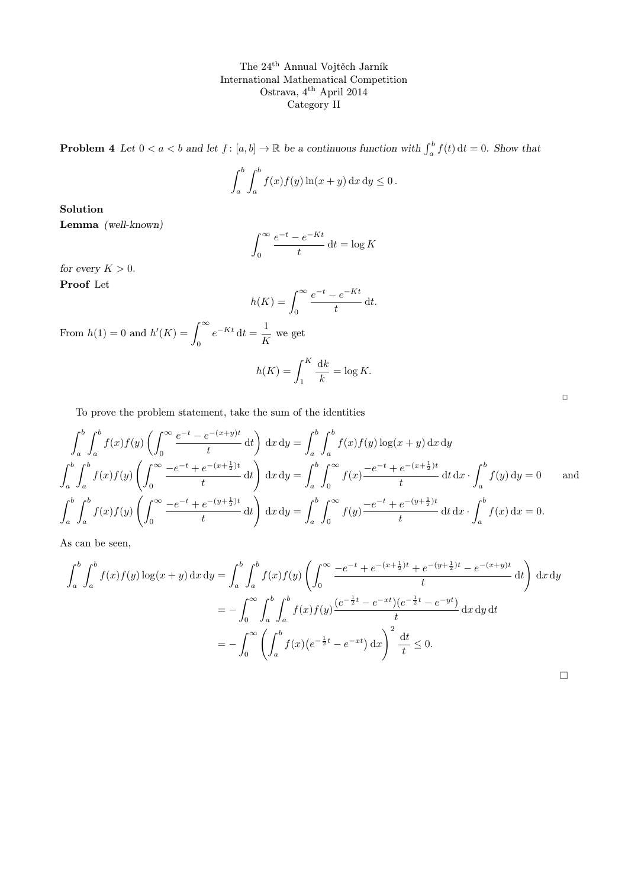The 24th Annual Vojtěch Jarník
International Mathematical Competition
Ostrava, 4th April 2014
Category II

**Problem 4** *Let $0 < a < b$ and let $f\colon [a,b] \to \mathbb{R}$ be a continuous function with $\int_a^b f(t)\,\mathrm{d}t = 0$. Show that*

$$\int_a^b \int_a^b f(x)f(y)\ln(x+y)\,\mathrm{d}x\,\mathrm{d}y \le 0\,.$$

**Solution**

**Lemma** *(well-known)*

$$\int_0^\infty \frac{e^{-t} - e^{-Kt}}{t}\,\mathrm{d}t = \log K$$

*for every $K > 0$.*

**Proof** Let

$$h(K) = \int_0^\infty \frac{e^{-t} - e^{-Kt}}{t}\,\mathrm{d}t.$$

From $h(1) = 0$ and $h'(K) = \displaystyle\int_0^\infty e^{-Kt}\,\mathrm{d}t = \frac{1}{K}$ we get

$$h(K) = \int_1^K \frac{\mathrm{d}k}{k} = \log K.$$

□

To prove the problem statement, take the sum of the identities

$$\int_a^b \int_a^b f(x)f(y)\left(\int_0^\infty \frac{e^{-t} - e^{-(x+y)t}}{t}\,\mathrm{d}t\right)\mathrm{d}x\,\mathrm{d}y = \int_a^b \int_a^b f(x)f(y)\log(x+y)\,\mathrm{d}x\,\mathrm{d}y$$

$$\int_a^b \int_a^b f(x)f(y)\left(\int_0^\infty \frac{-e^{-t} + e^{-(x+\frac{1}{2})t}}{t}\,\mathrm{d}t\right)\mathrm{d}x\,\mathrm{d}y = \int_a^b \int_0^\infty f(x)\frac{-e^{-t} + e^{-(x+\frac{1}{2})t}}{t}\,\mathrm{d}t\,\mathrm{d}x \cdot \int_a^b f(y)\,\mathrm{d}y = 0 \qquad \text{and}$$

$$\int_a^b \int_a^b f(x)f(y)\left(\int_0^\infty \frac{-e^{-t} + e^{-(y+\frac{1}{2})t}}{t}\,\mathrm{d}t\right)\mathrm{d}x\,\mathrm{d}y = \int_a^b \int_0^\infty f(y)\frac{-e^{-t} + e^{-(y+\frac{1}{2})t}}{t}\,\mathrm{d}t\,\mathrm{d}x \cdot \int_a^b f(x)\,\mathrm{d}x = 0.$$

As can be seen,

$$\begin{aligned}
\int_a^b \int_a^b f(x)f(y)\log(x+y)\,\mathrm{d}x\,\mathrm{d}y &= \int_a^b \int_a^b f(x)f(y)\left(\int_0^\infty \frac{-e^{-t} + e^{-(x+\frac{1}{2})t} + e^{-(y+\frac{1}{2})t} - e^{-(x+y)t}}{t}\,\mathrm{d}t\right)\mathrm{d}x\,\mathrm{d}y \\
&= -\int_0^\infty \int_a^b \int_a^b f(x)f(y)\frac{(e^{-\frac{1}{2}t} - e^{-xt})(e^{-\frac{1}{2}t} - e^{-yt})}{t}\,\mathrm{d}x\,\mathrm{d}y\,\mathrm{d}t \\
&= -\int_0^\infty \left(\int_a^b f(x)\big(e^{-\frac{1}{2}t} - e^{-xt}\big)\,\mathrm{d}x\right)^2 \frac{\mathrm{d}t}{t} \le 0.
\end{aligned}$$

□